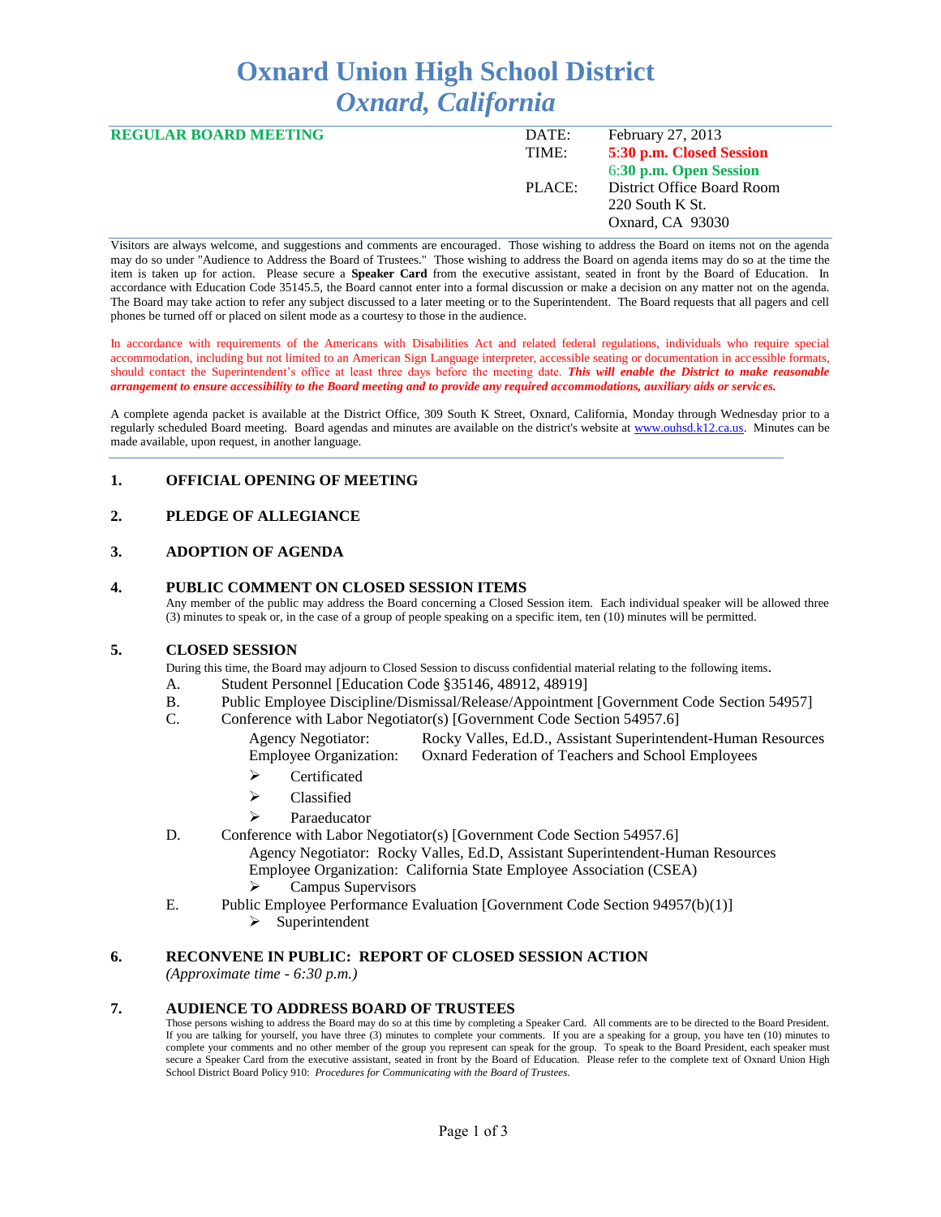# Oxnard Union High School District
## *Oxnard, California*

**REGULAR BOARD MEETING**

| | |
|---|---|
| DATE: | February 27, 2013 |
| TIME: | **5:30 p.m. Closed Session** |
| | **6:30 p.m. Open Session** |
| PLACE: | District Office Board Room |
| | 220 South K St. |
| | Oxnard, CA 93030 |

Visitors are always welcome, and suggestions and comments are encouraged. Those wishing to address the Board on items not on the agenda may do so under "Audience to Address the Board of Trustees." Those wishing to address the Board on agenda items may do so at the time the item is taken up for action. Please secure a **Speaker Card** from the executive assistant, seated in front by the Board of Education. In accordance with Education Code 35145.5, the Board cannot enter into a formal discussion or make a decision on any matter not on the agenda. The Board may take action to refer any subject discussed to a later meeting or to the Superintendent. The Board requests that all pagers and cell phones be turned off or placed on silent mode as a courtesy to those in the audience.

In accordance with requirements of the Americans with Disabilities Act and related federal regulations, individuals who require special accommodation, including but not limited to an American Sign Language interpreter, accessible seating or documentation in accessible formats, should contact the Superintendent's office at least three days before the meeting date. ***This will enable the District to make reasonable arrangement to ensure accessibility to the Board meeting and to provide any required accommodations, auxiliary aids or services.***

A complete agenda packet is available at the District Office, 309 South K Street, Oxnard, California, Monday through Wednesday prior to a regularly scheduled Board meeting. Board agendas and minutes are available on the district's website at www.ouhsd.k12.ca.us. Minutes can be made available, upon request, in another language.

### 1. OFFICIAL OPENING OF MEETING

### 2. PLEDGE OF ALLEGIANCE

### 3. ADOPTION OF AGENDA

### 4. PUBLIC COMMENT ON CLOSED SESSION ITEMS

Any member of the public may address the Board concerning a Closed Session item. Each individual speaker will be allowed three (3) minutes to speak or, in the case of a group of people speaking on a specific item, ten (10) minutes will be permitted.

### 5. CLOSED SESSION

During this time, the Board may adjourn to Closed Session to discuss confidential material relating to the following items.

A. Student Personnel [Education Code §35146, 48912, 48919]

B. Public Employee Discipline/Dismissal/Release/Appointment [Government Code Section 54957]

C. Conference with Labor Negotiator(s) [Government Code Section 54957.6]
   - Agency Negotiator: Rocky Valles, Ed.D., Assistant Superintendent-Human Resources
   - Employee Organization: Oxnard Federation of Teachers and School Employees
     - Certificated
     - Classified
     - Paraeducator

D. Conference with Labor Negotiator(s) [Government Code Section 54957.6]
   - Agency Negotiator: Rocky Valles, Ed.D, Assistant Superintendent-Human Resources
   - Employee Organization: California State Employee Association (CSEA)
     - Campus Supervisors

E. Public Employee Performance Evaluation [Government Code Section 94957(b)(1)]
   - Superintendent

### 6. RECONVENE IN PUBLIC: REPORT OF CLOSED SESSION ACTION

*(Approximate time - 6:30 p.m.)*

### 7. AUDIENCE TO ADDRESS BOARD OF TRUSTEES

Those persons wishing to address the Board may do so at this time by completing a Speaker Card. All comments are to be directed to the Board President. If you are talking for yourself, you have three (3) minutes to complete your comments. If you are a speaking for a group, you have ten (10) minutes to complete your comments and no other member of the group you represent can speak for the group. To speak to the Board President, each speaker must secure a Speaker Card from the executive assistant, seated in front by the Board of Education. Please refer to the complete text of Oxnard Union High School District Board Policy 910: *Procedures for Communicating with the Board of Trustees.*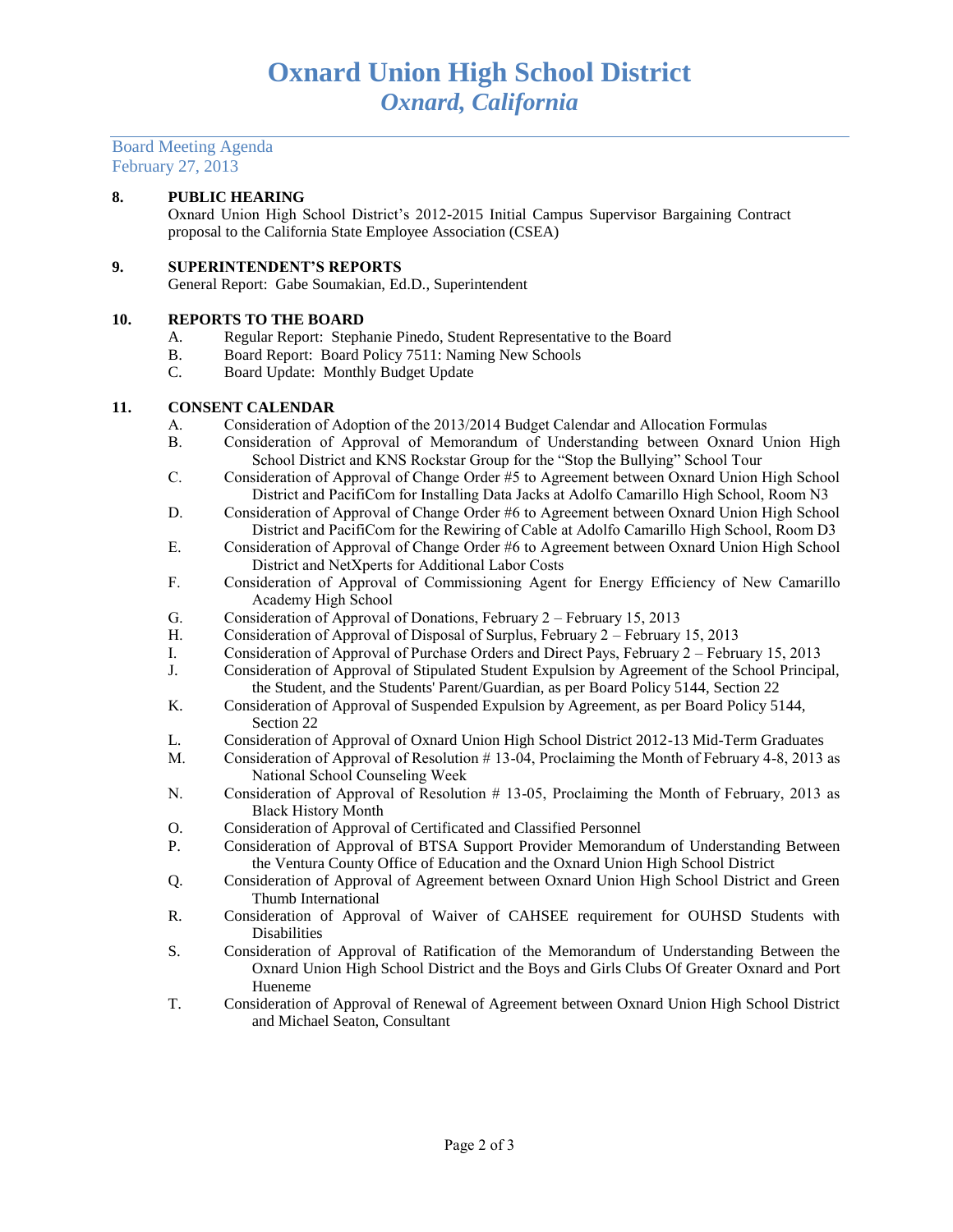# Oxnard Union High School District
## *Oxnard, California*

Board Meeting Agenda
February 27, 2013

**8. PUBLIC HEARING**

Oxnard Union High School District's 2012-2015 Initial Campus Supervisor Bargaining Contract proposal to the California State Employee Association (CSEA)

**9. SUPERINTENDENT'S REPORTS**

General Report: Gabe Soumakian, Ed.D., Superintendent

**10. REPORTS TO THE BOARD**

A. Regular Report: Stephanie Pinedo, Student Representative to the Board
B. Board Report: Board Policy 7511: Naming New Schools
C. Board Update: Monthly Budget Update

**11. CONSENT CALENDAR**

A. Consideration of Adoption of the 2013/2014 Budget Calendar and Allocation Formulas
B. Consideration of Approval of Memorandum of Understanding between Oxnard Union High School District and KNS Rockstar Group for the "Stop the Bullying" School Tour
C. Consideration of Approval of Change Order #5 to Agreement between Oxnard Union High School District and PacifiCom for Installing Data Jacks at Adolfo Camarillo High School, Room N3
D. Consideration of Approval of Change Order #6 to Agreement between Oxnard Union High School District and PacifiCom for the Rewiring of Cable at Adolfo Camarillo High School, Room D3
E. Consideration of Approval of Change Order #6 to Agreement between Oxnard Union High School District and NetXperts for Additional Labor Costs
F. Consideration of Approval of Commissioning Agent for Energy Efficiency of New Camarillo Academy High School
G. Consideration of Approval of Donations, February 2 – February 15, 2013
H. Consideration of Approval of Disposal of Surplus, February 2 – February 15, 2013
I. Consideration of Approval of Purchase Orders and Direct Pays, February 2 – February 15, 2013
J. Consideration of Approval of Stipulated Student Expulsion by Agreement of the School Principal, the Student, and the Students' Parent/Guardian, as per Board Policy 5144, Section 22
K. Consideration of Approval of Suspended Expulsion by Agreement, as per Board Policy 5144, Section 22
L. Consideration of Approval of Oxnard Union High School District 2012-13 Mid-Term Graduates
M. Consideration of Approval of Resolution # 13-04, Proclaiming the Month of February 4-8, 2013 as National School Counseling Week
N. Consideration of Approval of Resolution # 13-05, Proclaiming the Month of February, 2013 as Black History Month
O. Consideration of Approval of Certificated and Classified Personnel
P. Consideration of Approval of BTSA Support Provider Memorandum of Understanding Between the Ventura County Office of Education and the Oxnard Union High School District
Q. Consideration of Approval of Agreement between Oxnard Union High School District and Green Thumb International
R. Consideration of Approval of Waiver of CAHSEE requirement for OUHSD Students with Disabilities
S. Consideration of Approval of Ratification of the Memorandum of Understanding Between the Oxnard Union High School District and the Boys and Girls Clubs Of Greater Oxnard and Port Hueneme
T. Consideration of Approval of Renewal of Agreement between Oxnard Union High School District and Michael Seaton, Consultant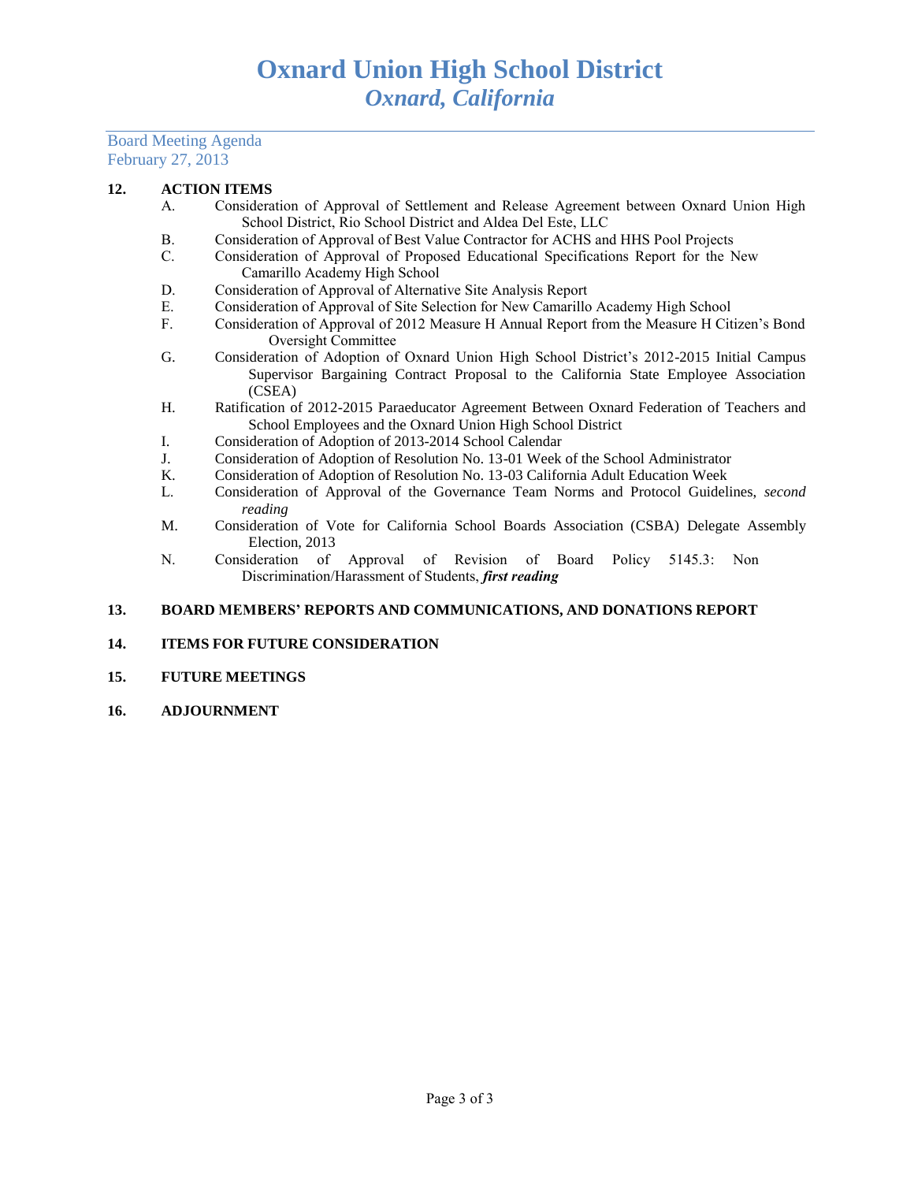# Oxnard Union High School District
## *Oxnard, California*

Board Meeting Agenda
February 27, 2013

**12. ACTION ITEMS**

A. Consideration of Approval of Settlement and Release Agreement between Oxnard Union High School District, Rio School District and Aldea Del Este, LLC

B. Consideration of Approval of Best Value Contractor for ACHS and HHS Pool Projects

C. Consideration of Approval of Proposed Educational Specifications Report for the New Camarillo Academy High School

D. Consideration of Approval of Alternative Site Analysis Report

E. Consideration of Approval of Site Selection for New Camarillo Academy High School

F. Consideration of Approval of 2012 Measure H Annual Report from the Measure H Citizen's Bond Oversight Committee

G. Consideration of Adoption of Oxnard Union High School District's 2012-2015 Initial Campus Supervisor Bargaining Contract Proposal to the California State Employee Association (CSEA)

H. Ratification of 2012-2015 Paraeducator Agreement Between Oxnard Federation of Teachers and School Employees and the Oxnard Union High School District

I. Consideration of Adoption of 2013-2014 School Calendar

J. Consideration of Adoption of Resolution No. 13-01 Week of the School Administrator

K. Consideration of Adoption of Resolution No. 13-03 California Adult Education Week

L. Consideration of Approval of the Governance Team Norms and Protocol Guidelines, *second reading*

M. Consideration of Vote for California School Boards Association (CSBA) Delegate Assembly Election, 2013

N. Consideration of Approval of Revision of Board Policy 5145.3: Non Discrimination/Harassment of Students, ***first reading***

**13. BOARD MEMBERS' REPORTS AND COMMUNICATIONS, AND DONATIONS REPORT**

**14. ITEMS FOR FUTURE CONSIDERATION**

**15. FUTURE MEETINGS**

**16. ADJOURNMENT**